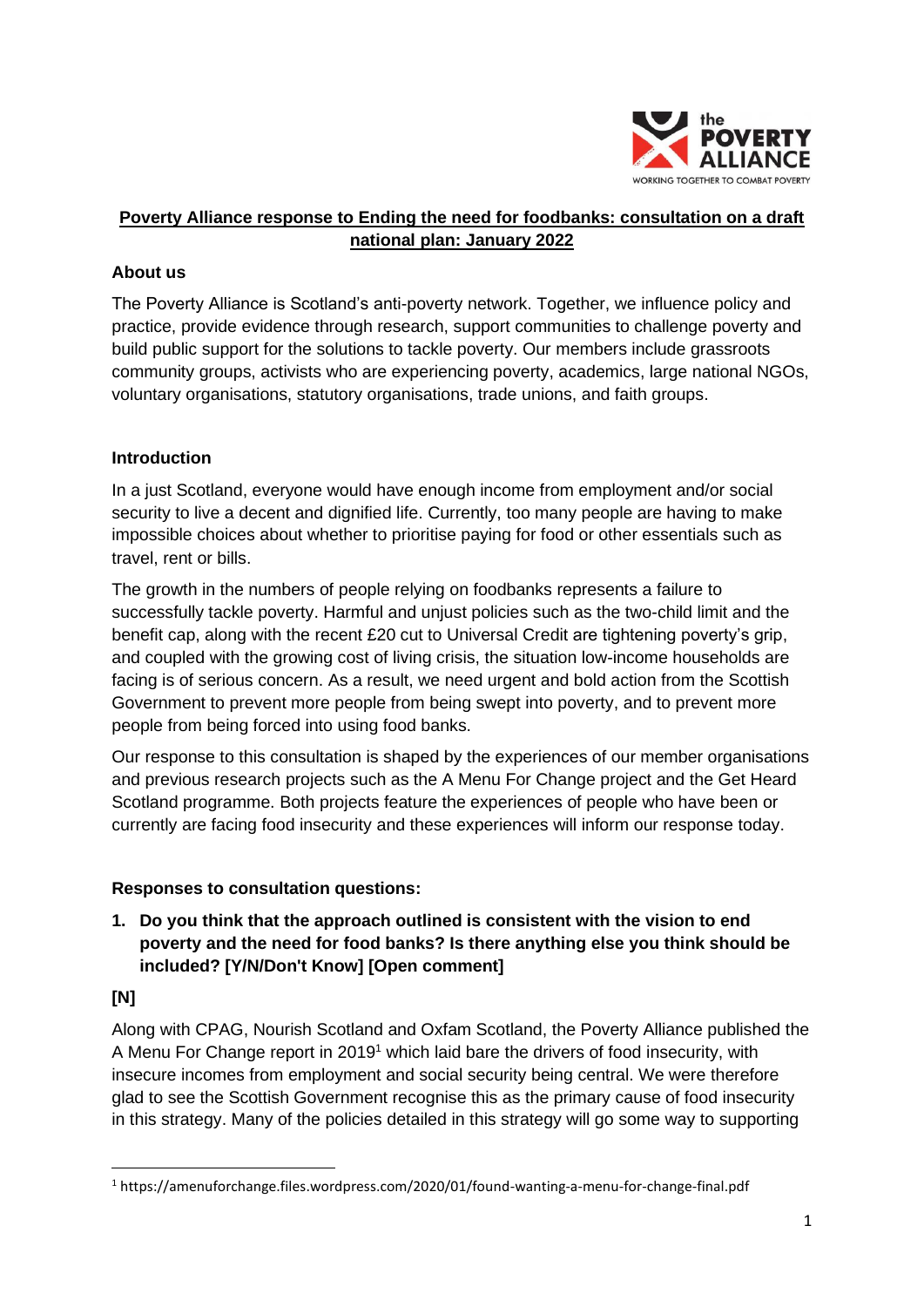**Poverty Alliance response to Ending the need for foodbanks: consultation on a draft national plan: January 2022**

**About us**

The Poverty Alliance is Scotland's anti-poverty network. Together, we influence policy and practice, provide evidence through research, support communities to challenge poverty and build public support for the solutions to tackle poverty. Our members include grassroots community groups, activists who are experiencing poverty, academics, large national NGOs, voluntary organisations, statutory organisations, trade unions, and faith groups.

**Introduction**

In a just Scotland, everyone would have enough income from employment and/or social security to live a decent and dignified life. Currently, too many people are having to make impossible choices about whether to prioritise paying for food or other essentials such as travel, rent or bills.

The growth in the numbers of people relying on foodbanks represents a failure to successfully tackle poverty. Harmful and unjust policies such as the two-child limit and the benefit cap, along with the recent £20 cut to Universal Credit are tightening poverty's grip, and coupled with the growing cost of living crisis, the situation low-income households are facing is of serious concern. As a result, we need urgent and bold action from the Scottish Government to prevent more people from being swept into poverty, and to prevent more people from being forced into using food banks.

Our response to this consultation is shaped by the experiences of our member organisations and previous research projects such as the A Menu For Change project and the Get Heard Scotland programme. Both projects feature the experiences of people who have been or currently are facing food insecurity and these experiences will inform our response today.

**Responses to consultation questions:**

1. **Do you think that the approach outlined is consistent with the vision to end poverty and the need for food banks? Is there anything else you think should be included? [Y/N/Don't Know] [Open comment]**

**[N]**

Along with CPAG, Nourish Scotland and Oxfam Scotland, the Poverty Alliance published the A Menu For Change report in 2019[1] which laid bare the drivers of food insecurity, with insecure incomes from employment and social security being central. We were therefore glad to see the Scottish Government recognise this as the primary cause of food insecurity in this strategy. Many of the policies detailed in this strategy will go some way to supporting

[1] https://amenuforchange.files.wordpress.com/2020/01/found-wanting-a-menu-for-change-final.pdf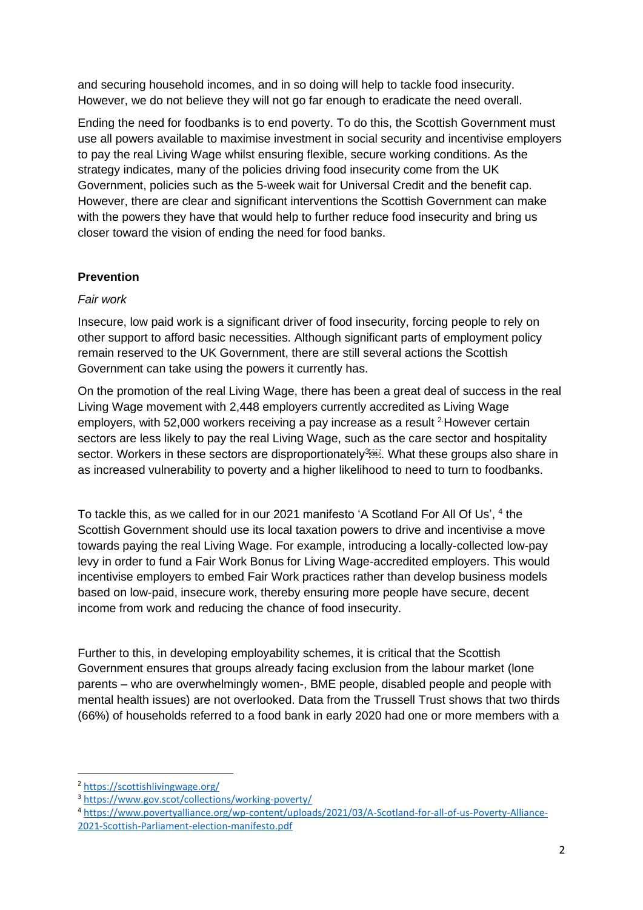and securing household incomes, and in so doing will help to tackle food insecurity. However, we do not believe they will not go far enough to eradicate the need overall.

Ending the need for foodbanks is to end poverty. To do this, the Scottish Government must use all powers available to maximise investment in social security and incentivise employers to pay the real Living Wage whilst ensuring flexible, secure working conditions. As the strategy indicates, many of the policies driving food insecurity come from the UK Government, policies such as the 5-week wait for Universal Credit and the benefit cap. However, there are clear and significant interventions the Scottish Government can make with the powers they have that would help to further reduce food insecurity and bring us closer toward the vision of ending the need for food banks.

**Prevention**

*Fair work*

Insecure, low paid work is a significant driver of food insecurity, forcing people to rely on other support to afford basic necessities. Although significant parts of employment policy remain reserved to the UK Government, there are still several actions the Scottish Government can take using the powers it currently has.

On the promotion of the real Living Wage, there has been a great deal of success in the real Living Wage movement with 2,448 employers currently accredited as Living Wage employers, with 52,000 workers receiving a pay increase as a result [2]. However certain sectors are less likely to pay the real Living Wage, such as the care sector and hospitality sector. Workers in these sectors are disproportionately[3]. What these groups also share in as increased vulnerability to poverty and a higher likelihood to need to turn to foodbanks.

To tackle this, as we called for in our 2021 manifesto 'A Scotland For All Of Us', [4] the Scottish Government should use its local taxation powers to drive and incentivise a move towards paying the real Living Wage. For example, introducing a locally-collected low-pay levy in order to fund a Fair Work Bonus for Living Wage-accredited employers. This would incentivise employers to embed Fair Work practices rather than develop business models based on low-paid, insecure work, thereby ensuring more people have secure, decent income from work and reducing the chance of food insecurity.

Further to this, in developing employability schemes, it is critical that the Scottish Government ensures that groups already facing exclusion from the labour market (lone parents – who are overwhelmingly women-, BME people, disabled people and people with mental health issues) are not overlooked. Data from the Trussell Trust shows that two thirds (66%) of households referred to a food bank in early 2020 had one or more members with a

---

[2] https://scottishlivingwage.org/

[3] https://www.gov.scot/collections/working-poverty/

[4] https://www.povertyalliance.org/wp-content/uploads/2021/03/A-Scotland-for-all-of-us-Poverty-Alliance-2021-Scottish-Parliament-election-manifesto.pdf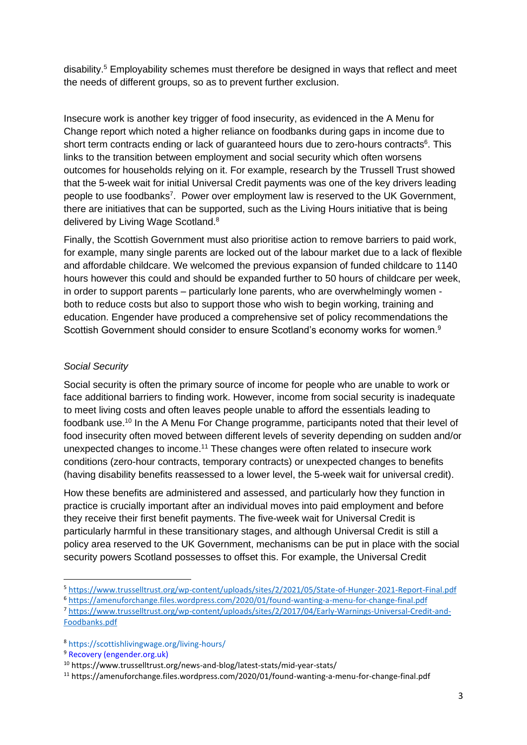disability.[5] Employability schemes must therefore be designed in ways that reflect and meet the needs of different groups, so as to prevent further exclusion.

Insecure work is another key trigger of food insecurity, as evidenced in the A Menu for Change report which noted a higher reliance on foodbanks during gaps in income due to short term contracts ending or lack of guaranteed hours due to zero-hours contracts[6]. This links to the transition between employment and social security which often worsens outcomes for households relying on it. For example, research by the Trussell Trust showed that the 5-week wait for initial Universal Credit payments was one of the key drivers leading people to use foodbanks[7]. Power over employment law is reserved to the UK Government, there are initiatives that can be supported, such as the Living Hours initiative that is being delivered by Living Wage Scotland.[8]

Finally, the Scottish Government must also prioritise action to remove barriers to paid work, for example, many single parents are locked out of the labour market due to a lack of flexible and affordable childcare. We welcomed the previous expansion of funded childcare to 1140 hours however this could and should be expanded further to 50 hours of childcare per week, in order to support parents – particularly lone parents, who are overwhelmingly women - both to reduce costs but also to support those who wish to begin working, training and education. Engender have produced a comprehensive set of policy recommendations the Scottish Government should consider to ensure Scotland's economy works for women.[9]

*Social Security*

Social security is often the primary source of income for people who are unable to work or face additional barriers to finding work. However, income from social security is inadequate to meet living costs and often leaves people unable to afford the essentials leading to foodbank use.[10] In the A Menu For Change programme, participants noted that their level of food insecurity often moved between different levels of severity depending on sudden and/or unexpected changes to income.[11] These changes were often related to insecure work conditions (zero-hour contracts, temporary contracts) or unexpected changes to benefits (having disability benefits reassessed to a lower level, the 5-week wait for universal credit).

How these benefits are administered and assessed, and particularly how they function in practice is crucially important after an individual moves into paid employment and before they receive their first benefit payments. The five-week wait for Universal Credit is particularly harmful in these transitionary stages, and although Universal Credit is still a policy area reserved to the UK Government, mechanisms can be put in place with the social security powers Scotland possesses to offset this. For example, the Universal Credit

---

[5] https://www.trusselltrust.org/wp-content/uploads/sites/2/2021/05/State-of-Hunger-2021-Report-Final.pdf

[6] https://amenuforchange.files.wordpress.com/2020/01/found-wanting-a-menu-for-change-final.pdf

[7] https://www.trusselltrust.org/wp-content/uploads/sites/2/2017/04/Early-Warnings-Universal-Credit-and-Foodbanks.pdf

[8] https://scottishlivingwage.org/living-hours/

[9] Recovery (engender.org.uk)

[10] https://www.trusselltrust.org/news-and-blog/latest-stats/mid-year-stats/

[11] https://amenuforchange.files.wordpress.com/2020/01/found-wanting-a-menu-for-change-final.pdf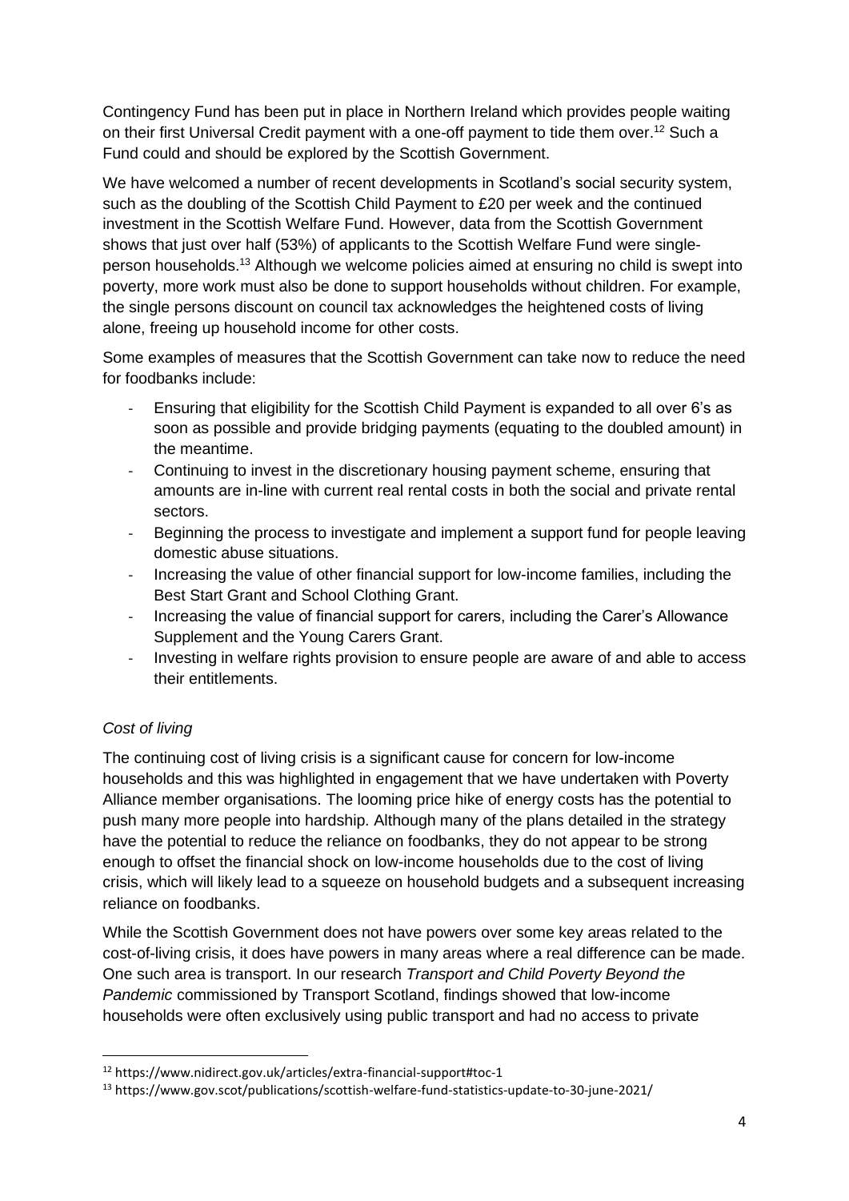Contingency Fund has been put in place in Northern Ireland which provides people waiting on their first Universal Credit payment with a one-off payment to tide them over.[12] Such a Fund could and should be explored by the Scottish Government.

We have welcomed a number of recent developments in Scotland's social security system, such as the doubling of the Scottish Child Payment to £20 per week and the continued investment in the Scottish Welfare Fund. However, data from the Scottish Government shows that just over half (53%) of applicants to the Scottish Welfare Fund were single-person households.[13] Although we welcome policies aimed at ensuring no child is swept into poverty, more work must also be done to support households without children. For example, the single persons discount on council tax acknowledges the heightened costs of living alone, freeing up household income for other costs.

Some examples of measures that the Scottish Government can take now to reduce the need for foodbanks include:

- Ensuring that eligibility for the Scottish Child Payment is expanded to all over 6's as soon as possible and provide bridging payments (equating to the doubled amount) in the meantime.
- Continuing to invest in the discretionary housing payment scheme, ensuring that amounts are in-line with current real rental costs in both the social and private rental sectors.
- Beginning the process to investigate and implement a support fund for people leaving domestic abuse situations.
- Increasing the value of other financial support for low-income families, including the Best Start Grant and School Clothing Grant.
- Increasing the value of financial support for carers, including the Carer's Allowance Supplement and the Young Carers Grant.
- Investing in welfare rights provision to ensure people are aware of and able to access their entitlements.

*Cost of living*

The continuing cost of living crisis is a significant cause for concern for low-income households and this was highlighted in engagement that we have undertaken with Poverty Alliance member organisations. The looming price hike of energy costs has the potential to push many more people into hardship. Although many of the plans detailed in the strategy have the potential to reduce the reliance on foodbanks, they do not appear to be strong enough to offset the financial shock on low-income households due to the cost of living crisis, which will likely lead to a squeeze on household budgets and a subsequent increasing reliance on foodbanks.

While the Scottish Government does not have powers over some key areas related to the cost-of-living crisis, it does have powers in many areas where a real difference can be made. One such area is transport. In our research *Transport and Child Poverty Beyond the Pandemic* commissioned by Transport Scotland, findings showed that low-income households were often exclusively using public transport and had no access to private

[12] https://www.nidirect.gov.uk/articles/extra-financial-support#toc-1

[13] https://www.gov.scot/publications/scottish-welfare-fund-statistics-update-to-30-june-2021/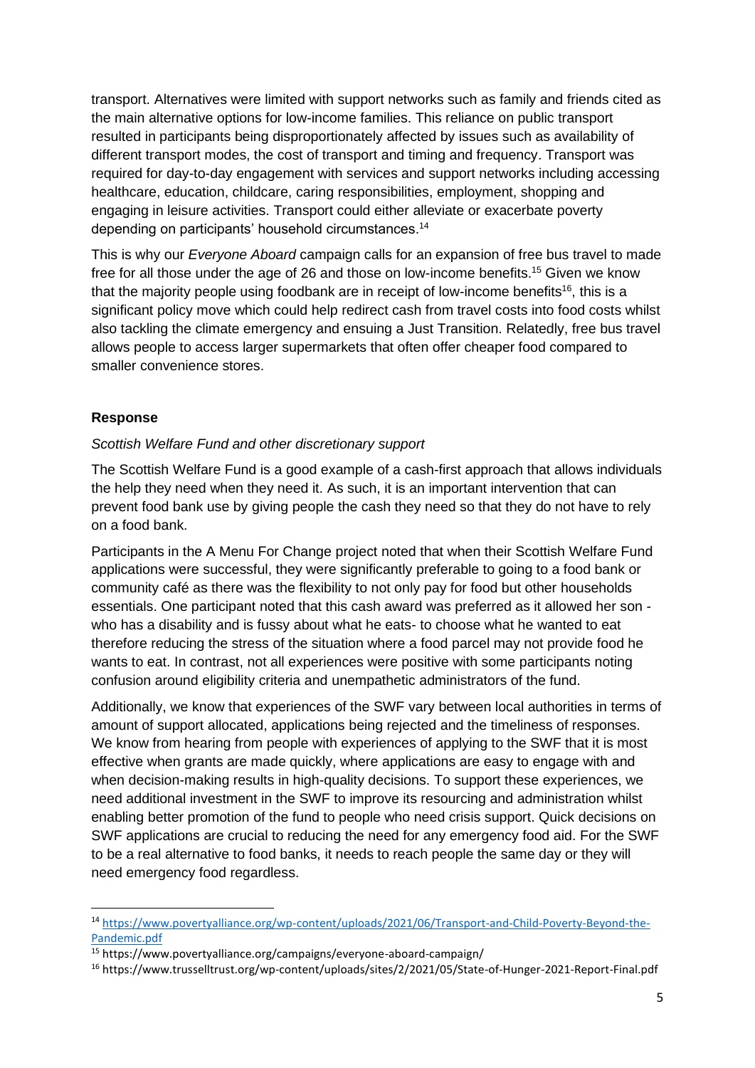transport. Alternatives were limited with support networks such as family and friends cited as the main alternative options for low-income families. This reliance on public transport resulted in participants being disproportionately affected by issues such as availability of different transport modes, the cost of transport and timing and frequency. Transport was required for day-to-day engagement with services and support networks including accessing healthcare, education, childcare, caring responsibilities, employment, shopping and engaging in leisure activities. Transport could either alleviate or exacerbate poverty depending on participants' household circumstances.[14]

This is why our *Everyone Aboard* campaign calls for an expansion of free bus travel to made free for all those under the age of 26 and those on low-income benefits.[15] Given we know that the majority people using foodbank are in receipt of low-income benefits[16], this is a significant policy move which could help redirect cash from travel costs into food costs whilst also tackling the climate emergency and ensuing a Just Transition. Relatedly, free bus travel allows people to access larger supermarkets that often offer cheaper food compared to smaller convenience stores.

## Response

### *Scottish Welfare Fund and other discretionary support*

The Scottish Welfare Fund is a good example of a cash-first approach that allows individuals the help they need when they need it. As such, it is an important intervention that can prevent food bank use by giving people the cash they need so that they do not have to rely on a food bank.

Participants in the A Menu For Change project noted that when their Scottish Welfare Fund applications were successful, they were significantly preferable to going to a food bank or community café as there was the flexibility to not only pay for food but other households essentials. One participant noted that this cash award was preferred as it allowed her son - who has a disability and is fussy about what he eats- to choose what he wanted to eat therefore reducing the stress of the situation where a food parcel may not provide food he wants to eat. In contrast, not all experiences were positive with some participants noting confusion around eligibility criteria and unempathetic administrators of the fund.

Additionally, we know that experiences of the SWF vary between local authorities in terms of amount of support allocated, applications being rejected and the timeliness of responses. We know from hearing from people with experiences of applying to the SWF that it is most effective when grants are made quickly, where applications are easy to engage with and when decision-making results in high-quality decisions. To support these experiences, we need additional investment in the SWF to improve its resourcing and administration whilst enabling better promotion of the fund to people who need crisis support. Quick decisions on SWF applications are crucial to reducing the need for any emergency food aid. For the SWF to be a real alternative to food banks, it needs to reach people the same day or they will need emergency food regardless.

---

[14] https://www.povertyalliance.org/wp-content/uploads/2021/06/Transport-and-Child-Poverty-Beyond-the-Pandemic.pdf

[15] https://www.povertyalliance.org/campaigns/everyone-aboard-campaign/

[16] https://www.trusselltrust.org/wp-content/uploads/sites/2/2021/05/State-of-Hunger-2021-Report-Final.pdf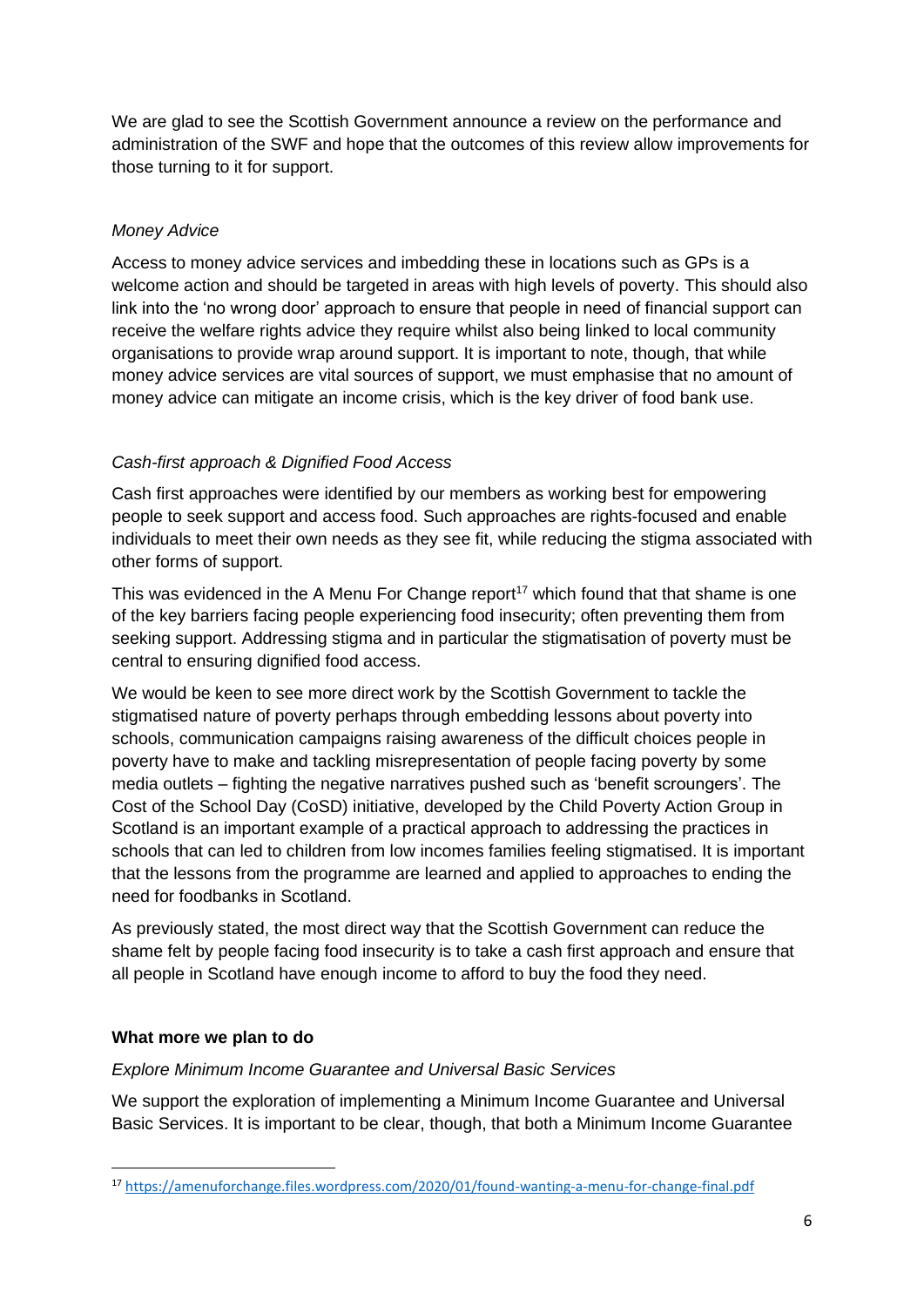We are glad to see the Scottish Government announce a review on the performance and administration of the SWF and hope that the outcomes of this review allow improvements for those turning to it for support.

*Money Advice*

Access to money advice services and imbedding these in locations such as GPs is a welcome action and should be targeted in areas with high levels of poverty. This should also link into the 'no wrong door' approach to ensure that people in need of financial support can receive the welfare rights advice they require whilst also being linked to local community organisations to provide wrap around support. It is important to note, though, that while money advice services are vital sources of support, we must emphasise that no amount of money advice can mitigate an income crisis, which is the key driver of food bank use.

*Cash-first approach & Dignified Food Access*

Cash first approaches were identified by our members as working best for empowering people to seek support and access food. Such approaches are rights-focused and enable individuals to meet their own needs as they see fit, while reducing the stigma associated with other forms of support.

This was evidenced in the A Menu For Change report[17] which found that that shame is one of the key barriers facing people experiencing food insecurity; often preventing them from seeking support. Addressing stigma and in particular the stigmatisation of poverty must be central to ensuring dignified food access.

We would be keen to see more direct work by the Scottish Government to tackle the stigmatised nature of poverty perhaps through embedding lessons about poverty into schools, communication campaigns raising awareness of the difficult choices people in poverty have to make and tackling misrepresentation of people facing poverty by some media outlets – fighting the negative narratives pushed such as 'benefit scroungers'. The Cost of the School Day (CoSD) initiative, developed by the Child Poverty Action Group in Scotland is an important example of a practical approach to addressing the practices in schools that can led to children from low incomes families feeling stigmatised. It is important that the lessons from the programme are learned and applied to approaches to ending the need for foodbanks in Scotland.

As previously stated, the most direct way that the Scottish Government can reduce the shame felt by people facing food insecurity is to take a cash first approach and ensure that all people in Scotland have enough income to afford to buy the food they need.

**What more we plan to do**

*Explore Minimum Income Guarantee and Universal Basic Services*

We support the exploration of implementing a Minimum Income Guarantee and Universal Basic Services. It is important to be clear, though, that both a Minimum Income Guarantee

[17] https://amenuforchange.files.wordpress.com/2020/01/found-wanting-a-menu-for-change-final.pdf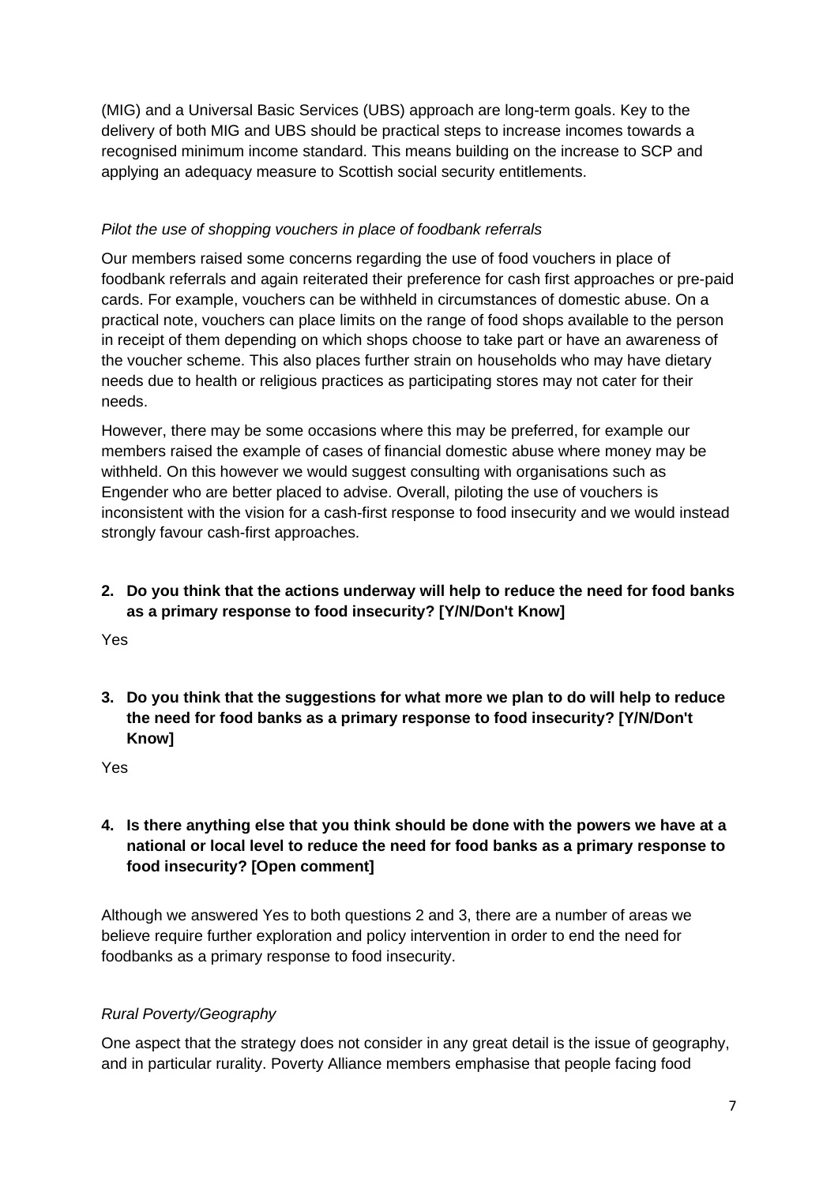(MIG) and a Universal Basic Services (UBS) approach are long-term goals. Key to the delivery of both MIG and UBS should be practical steps to increase incomes towards a recognised minimum income standard. This means building on the increase to SCP and applying an adequacy measure to Scottish social security entitlements.

*Pilot the use of shopping vouchers in place of foodbank referrals*

Our members raised some concerns regarding the use of food vouchers in place of foodbank referrals and again reiterated their preference for cash first approaches or pre-paid cards. For example, vouchers can be withheld in circumstances of domestic abuse. On a practical note, vouchers can place limits on the range of food shops available to the person in receipt of them depending on which shops choose to take part or have an awareness of the voucher scheme. This also places further strain on households who may have dietary needs due to health or religious practices as participating stores may not cater for their needs.

However, there may be some occasions where this may be preferred, for example our members raised the example of cases of financial domestic abuse where money may be withheld. On this however we would suggest consulting with organisations such as Engender who are better placed to advise. Overall, piloting the use of vouchers is inconsistent with the vision for a cash-first response to food insecurity and we would instead strongly favour cash-first approaches.

2. **Do you think that the actions underway will help to reduce the need for food banks as a primary response to food insecurity? [Y/N/Don't Know]**

Yes

3. **Do you think that the suggestions for what more we plan to do will help to reduce the need for food banks as a primary response to food insecurity? [Y/N/Don't Know]**

Yes

4. **Is there anything else that you think should be done with the powers we have at a national or local level to reduce the need for food banks as a primary response to food insecurity? [Open comment]**

Although we answered Yes to both questions 2 and 3, there are a number of areas we believe require further exploration and policy intervention in order to end the need for foodbanks as a primary response to food insecurity.

*Rural Poverty/Geography*

One aspect that the strategy does not consider in any great detail is the issue of geography, and in particular rurality. Poverty Alliance members emphasise that people facing food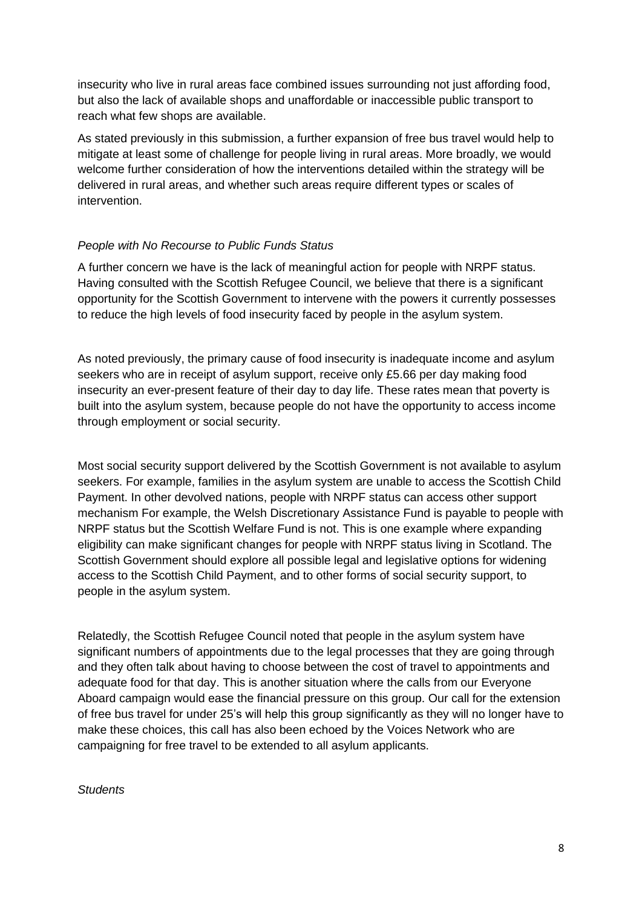insecurity who live in rural areas face combined issues surrounding not just affording food, but also the lack of available shops and unaffordable or inaccessible public transport to reach what few shops are available.

As stated previously in this submission, a further expansion of free bus travel would help to mitigate at least some of challenge for people living in rural areas. More broadly, we would welcome further consideration of how the interventions detailed within the strategy will be delivered in rural areas, and whether such areas require different types or scales of intervention.

*People with No Recourse to Public Funds Status*

A further concern we have is the lack of meaningful action for people with NRPF status. Having consulted with the Scottish Refugee Council, we believe that there is a significant opportunity for the Scottish Government to intervene with the powers it currently possesses to reduce the high levels of food insecurity faced by people in the asylum system.

As noted previously, the primary cause of food insecurity is inadequate income and asylum seekers who are in receipt of asylum support, receive only £5.66 per day making food insecurity an ever-present feature of their day to day life. These rates mean that poverty is built into the asylum system, because people do not have the opportunity to access income through employment or social security.

Most social security support delivered by the Scottish Government is not available to asylum seekers. For example, families in the asylum system are unable to access the Scottish Child Payment. In other devolved nations, people with NRPF status can access other support mechanism For example, the Welsh Discretionary Assistance Fund is payable to people with NRPF status but the Scottish Welfare Fund is not. This is one example where expanding eligibility can make significant changes for people with NRPF status living in Scotland. The Scottish Government should explore all possible legal and legislative options for widening access to the Scottish Child Payment, and to other forms of social security support, to people in the asylum system.

Relatedly, the Scottish Refugee Council noted that people in the asylum system have significant numbers of appointments due to the legal processes that they are going through and they often talk about having to choose between the cost of travel to appointments and adequate food for that day. This is another situation where the calls from our Everyone Aboard campaign would ease the financial pressure on this group. Our call for the extension of free bus travel for under 25's will help this group significantly as they will no longer have to make these choices, this call has also been echoed by the Voices Network who are campaigning for free travel to be extended to all asylum applicants.

*Students*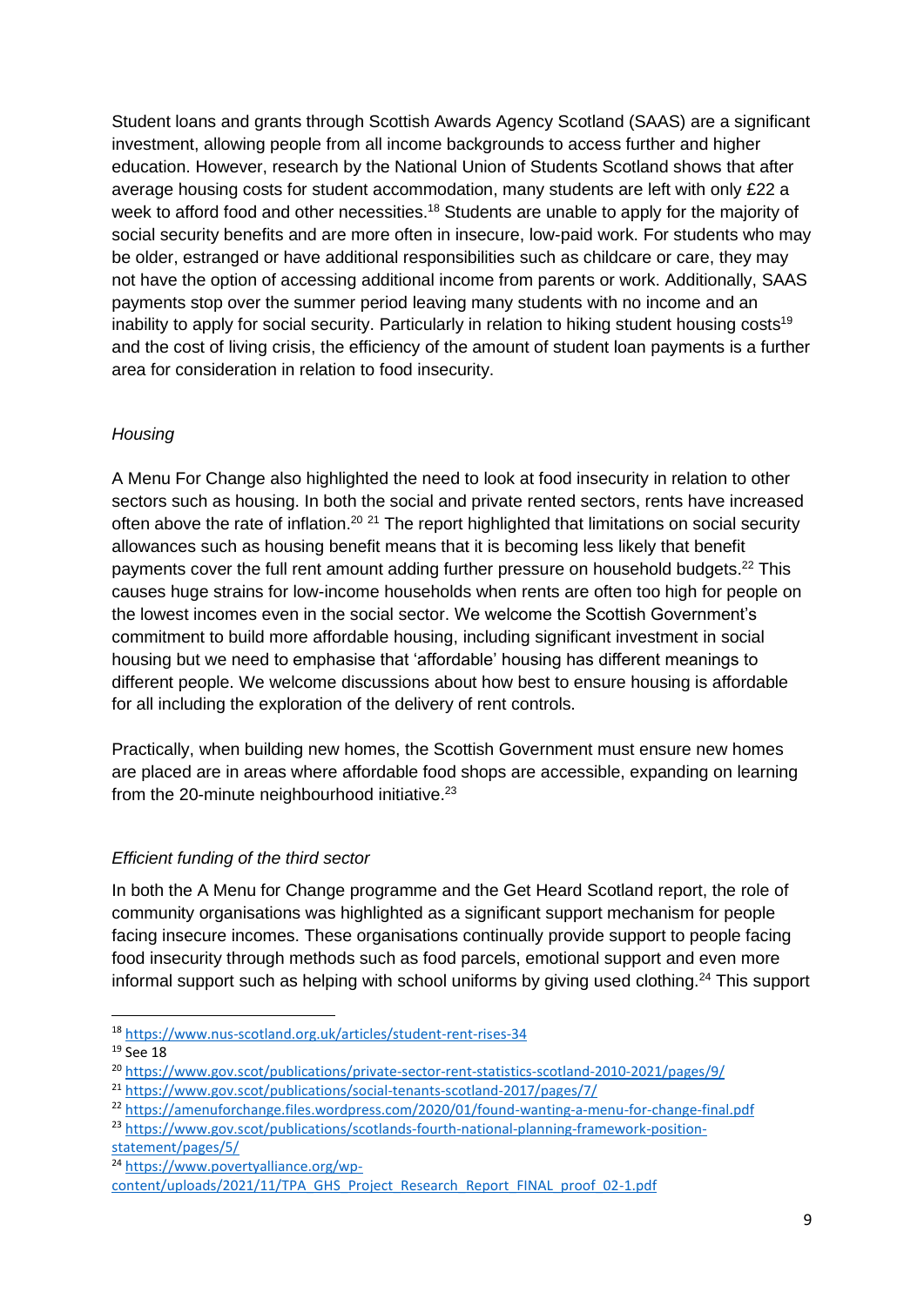Student loans and grants through Scottish Awards Agency Scotland (SAAS) are a significant investment, allowing people from all income backgrounds to access further and higher education. However, research by the National Union of Students Scotland shows that after average housing costs for student accommodation, many students are left with only £22 a week to afford food and other necessities.[18] Students are unable to apply for the majority of social security benefits and are more often in insecure, low-paid work. For students who may be older, estranged or have additional responsibilities such as childcare or care, they may not have the option of accessing additional income from parents or work. Additionally, SAAS payments stop over the summer period leaving many students with no income and an inability to apply for social security. Particularly in relation to hiking student housing costs[19] and the cost of living crisis, the efficiency of the amount of student loan payments is a further area for consideration in relation to food insecurity.

*Housing*

A Menu For Change also highlighted the need to look at food insecurity in relation to other sectors such as housing. In both the social and private rented sectors, rents have increased often above the rate of inflation.[20] [21] The report highlighted that limitations on social security allowances such as housing benefit means that it is becoming less likely that benefit payments cover the full rent amount adding further pressure on household budgets.[22] This causes huge strains for low-income households when rents are often too high for people on the lowest incomes even in the social sector. We welcome the Scottish Government's commitment to build more affordable housing, including significant investment in social housing but we need to emphasise that 'affordable' housing has different meanings to different people. We welcome discussions about how best to ensure housing is affordable for all including the exploration of the delivery of rent controls.

Practically, when building new homes, the Scottish Government must ensure new homes are placed are in areas where affordable food shops are accessible, expanding on learning from the 20-minute neighbourhood initiative.[23]

*Efficient funding of the third sector*

In both the A Menu for Change programme and the Get Heard Scotland report, the role of community organisations was highlighted as a significant support mechanism for people facing insecure incomes. These organisations continually provide support to people facing food insecurity through methods such as food parcels, emotional support and even more informal support such as helping with school uniforms by giving used clothing.[24] This support

---

[18] https://www.nus-scotland.org.uk/articles/student-rent-rises-34

[19] See 18

[20] https://www.gov.scot/publications/private-sector-rent-statistics-scotland-2010-2021/pages/9/

[21] https://www.gov.scot/publications/social-tenants-scotland-2017/pages/7/

[22] https://amenuforchange.files.wordpress.com/2020/01/found-wanting-a-menu-for-change-final.pdf

[23] https://www.gov.scot/publications/scotlands-fourth-national-planning-framework-position-statement/pages/5/

[24] https://www.povertyalliance.org/wp-content/uploads/2021/11/TPA_GHS_Project_Research_Report_FINAL_proof_02-1.pdf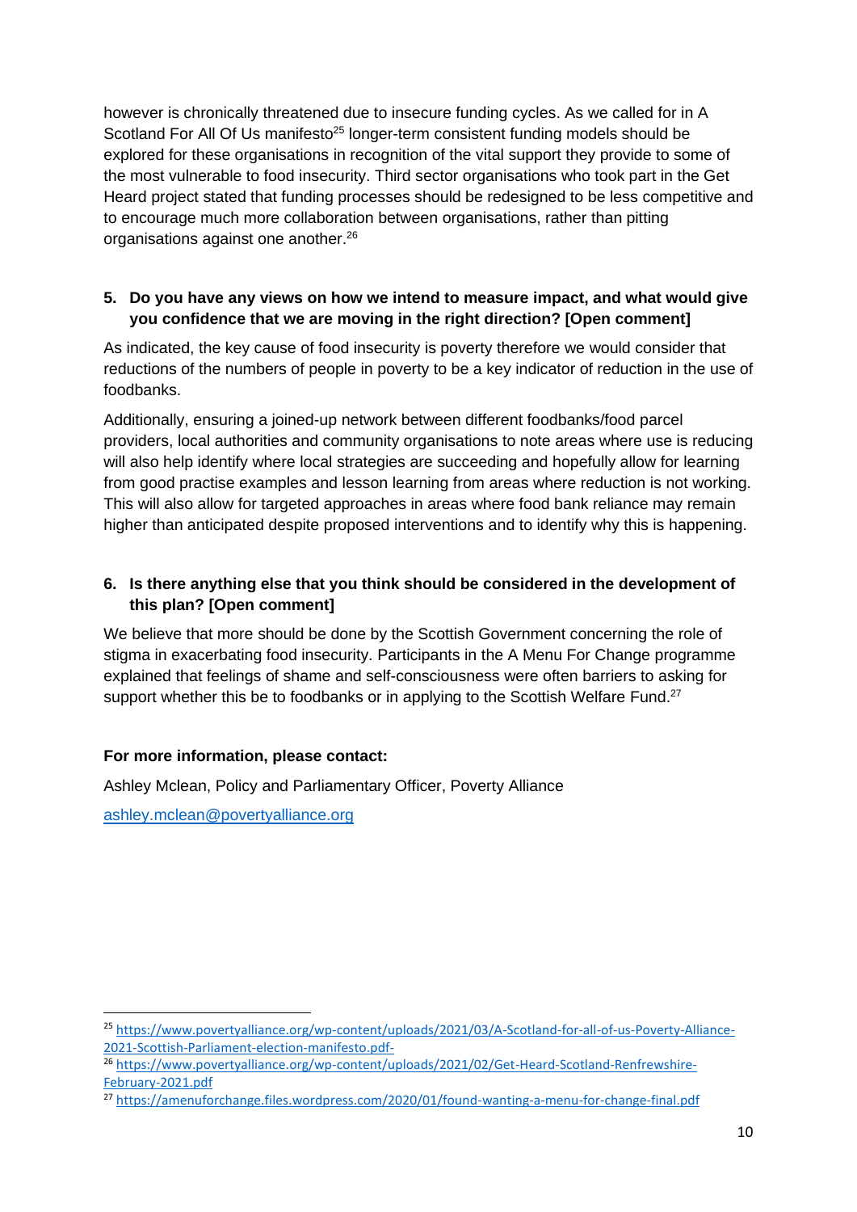however is chronically threatened due to insecure funding cycles. As we called for in A Scotland For All Of Us manifesto[25] longer-term consistent funding models should be explored for these organisations in recognition of the vital support they provide to some of the most vulnerable to food insecurity. Third sector organisations who took part in the Get Heard project stated that funding processes should be redesigned to be less competitive and to encourage much more collaboration between organisations, rather than pitting organisations against one another.[26]

**5. Do you have any views on how we intend to measure impact, and what would give you confidence that we are moving in the right direction? [Open comment]**

As indicated, the key cause of food insecurity is poverty therefore we would consider that reductions of the numbers of people in poverty to be a key indicator of reduction in the use of foodbanks.

Additionally, ensuring a joined-up network between different foodbanks/food parcel providers, local authorities and community organisations to note areas where use is reducing will also help identify where local strategies are succeeding and hopefully allow for learning from good practise examples and lesson learning from areas where reduction is not working. This will also allow for targeted approaches in areas where food bank reliance may remain higher than anticipated despite proposed interventions and to identify why this is happening.

**6. Is there anything else that you think should be considered in the development of this plan? [Open comment]**

We believe that more should be done by the Scottish Government concerning the role of stigma in exacerbating food insecurity. Participants in the A Menu For Change programme explained that feelings of shame and self-consciousness were often barriers to asking for support whether this be to foodbanks or in applying to the Scottish Welfare Fund.[27]

**For more information, please contact:**

Ashley Mclean, Policy and Parliamentary Officer, Poverty Alliance

ashley.mclean@povertyalliance.org

---

[25] https://www.povertyalliance.org/wp-content/uploads/2021/03/A-Scotland-for-all-of-us-Poverty-Alliance-2021-Scottish-Parliament-election-manifesto.pdf-

[26] https://www.povertyalliance.org/wp-content/uploads/2021/02/Get-Heard-Scotland-Renfrewshire-February-2021.pdf

[27] https://amenuforchange.files.wordpress.com/2020/01/found-wanting-a-menu-for-change-final.pdf